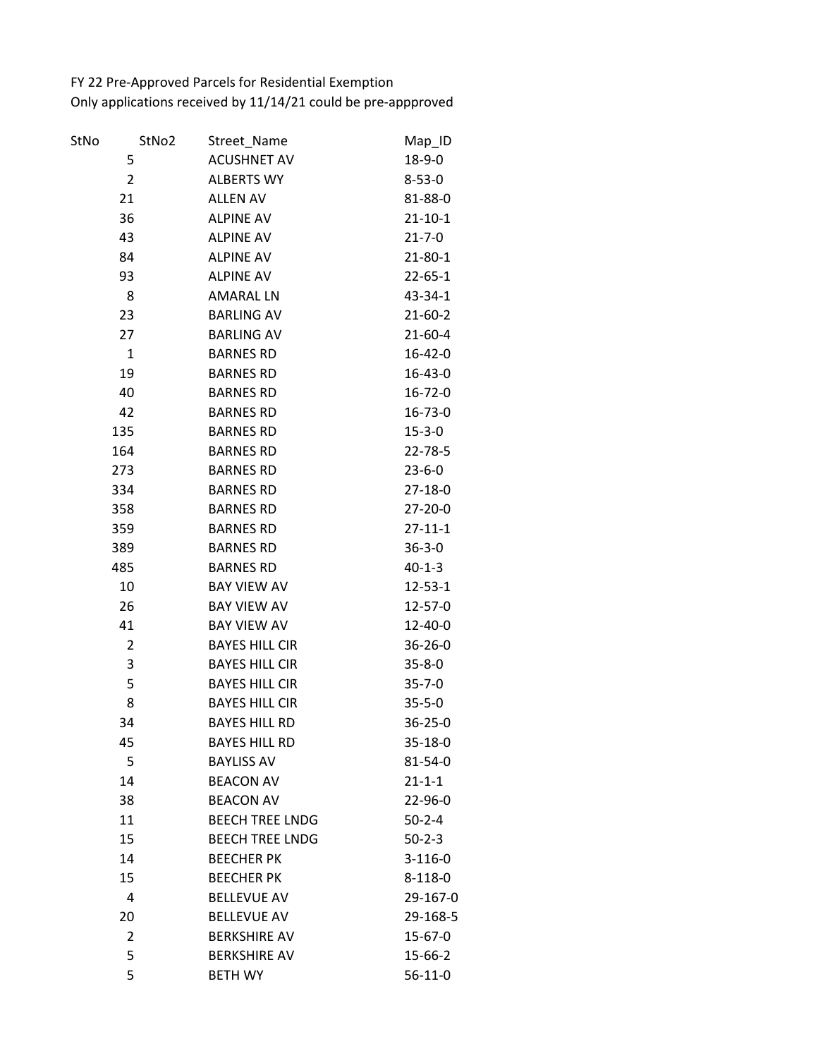FY 22 Pre-Approved Parcels for Residential Exemption
Only applications received by 11/14/21 could be pre-appproved

| StNo | StNo2 | Street_Name | Map_ID |
|---|---|---|---|
| 5 | | ACUSHNET AV | 18-9-0 |
| 2 | | ALBERTS WY | 8-53-0 |
| 21 | | ALLEN AV | 81-88-0 |
| 36 | | ALPINE AV | 21-10-1 |
| 43 | | ALPINE AV | 21-7-0 |
| 84 | | ALPINE AV | 21-80-1 |
| 93 | | ALPINE AV | 22-65-1 |
| 8 | | AMARAL LN | 43-34-1 |
| 23 | | BARLING AV | 21-60-2 |
| 27 | | BARLING AV | 21-60-4 |
| 1 | | BARNES RD | 16-42-0 |
| 19 | | BARNES RD | 16-43-0 |
| 40 | | BARNES RD | 16-72-0 |
| 42 | | BARNES RD | 16-73-0 |
| 135 | | BARNES RD | 15-3-0 |
| 164 | | BARNES RD | 22-78-5 |
| 273 | | BARNES RD | 23-6-0 |
| 334 | | BARNES RD | 27-18-0 |
| 358 | | BARNES RD | 27-20-0 |
| 359 | | BARNES RD | 27-11-1 |
| 389 | | BARNES RD | 36-3-0 |
| 485 | | BARNES RD | 40-1-3 |
| 10 | | BAY VIEW AV | 12-53-1 |
| 26 | | BAY VIEW AV | 12-57-0 |
| 41 | | BAY VIEW AV | 12-40-0 |
| 2 | | BAYES HILL CIR | 36-26-0 |
| 3 | | BAYES HILL CIR | 35-8-0 |
| 5 | | BAYES HILL CIR | 35-7-0 |
| 8 | | BAYES HILL CIR | 35-5-0 |
| 34 | | BAYES HILL RD | 36-25-0 |
| 45 | | BAYES HILL RD | 35-18-0 |
| 5 | | BAYLISS AV | 81-54-0 |
| 14 | | BEACON AV | 21-1-1 |
| 38 | | BEACON AV | 22-96-0 |
| 11 | | BEECH TREE LNDG | 50-2-4 |
| 15 | | BEECH TREE LNDG | 50-2-3 |
| 14 | | BEECHER PK | 3-116-0 |
| 15 | | BEECHER PK | 8-118-0 |
| 4 | | BELLEVUE AV | 29-167-0 |
| 20 | | BELLEVUE AV | 29-168-5 |
| 2 | | BERKSHIRE AV | 15-67-0 |
| 5 | | BERKSHIRE AV | 15-66-2 |
| 5 | | BETH WY | 56-11-0 |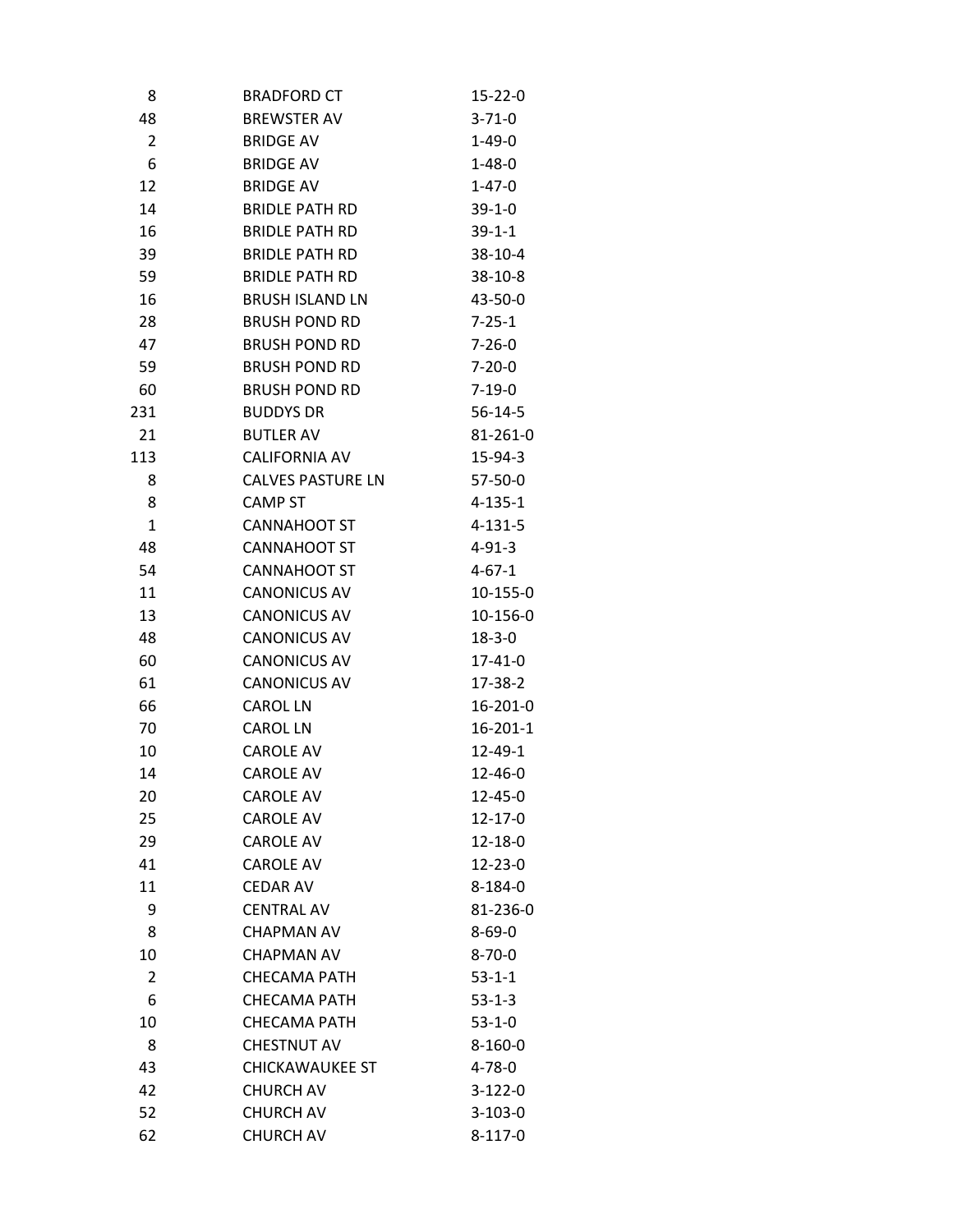| | | |
|---|---|---|
| 8 | BRADFORD CT | 15-22-0 |
| 48 | BREWSTER AV | 3-71-0 |
| 2 | BRIDGE AV | 1-49-0 |
| 6 | BRIDGE AV | 1-48-0 |
| 12 | BRIDGE AV | 1-47-0 |
| 14 | BRIDLE PATH RD | 39-1-0 |
| 16 | BRIDLE PATH RD | 39-1-1 |
| 39 | BRIDLE PATH RD | 38-10-4 |
| 59 | BRIDLE PATH RD | 38-10-8 |
| 16 | BRUSH ISLAND LN | 43-50-0 |
| 28 | BRUSH POND RD | 7-25-1 |
| 47 | BRUSH POND RD | 7-26-0 |
| 59 | BRUSH POND RD | 7-20-0 |
| 60 | BRUSH POND RD | 7-19-0 |
| 231 | BUDDYS DR | 56-14-5 |
| 21 | BUTLER AV | 81-261-0 |
| 113 | CALIFORNIA AV | 15-94-3 |
| 8 | CALVES PASTURE LN | 57-50-0 |
| 8 | CAMP ST | 4-135-1 |
| 1 | CANNAHOOT ST | 4-131-5 |
| 48 | CANNAHOOT ST | 4-91-3 |
| 54 | CANNAHOOT ST | 4-67-1 |
| 11 | CANONICUS AV | 10-155-0 |
| 13 | CANONICUS AV | 10-156-0 |
| 48 | CANONICUS AV | 18-3-0 |
| 60 | CANONICUS AV | 17-41-0 |
| 61 | CANONICUS AV | 17-38-2 |
| 66 | CAROL LN | 16-201-0 |
| 70 | CAROL LN | 16-201-1 |
| 10 | CAROLE AV | 12-49-1 |
| 14 | CAROLE AV | 12-46-0 |
| 20 | CAROLE AV | 12-45-0 |
| 25 | CAROLE AV | 12-17-0 |
| 29 | CAROLE AV | 12-18-0 |
| 41 | CAROLE AV | 12-23-0 |
| 11 | CEDAR AV | 8-184-0 |
| 9 | CENTRAL AV | 81-236-0 |
| 8 | CHAPMAN AV | 8-69-0 |
| 10 | CHAPMAN AV | 8-70-0 |
| 2 | CHECAMA PATH | 53-1-1 |
| 6 | CHECAMA PATH | 53-1-3 |
| 10 | CHECAMA PATH | 53-1-0 |
| 8 | CHESTNUT AV | 8-160-0 |
| 43 | CHICKAWAUKEE ST | 4-78-0 |
| 42 | CHURCH AV | 3-122-0 |
| 52 | CHURCH AV | 3-103-0 |
| 62 | CHURCH AV | 8-117-0 |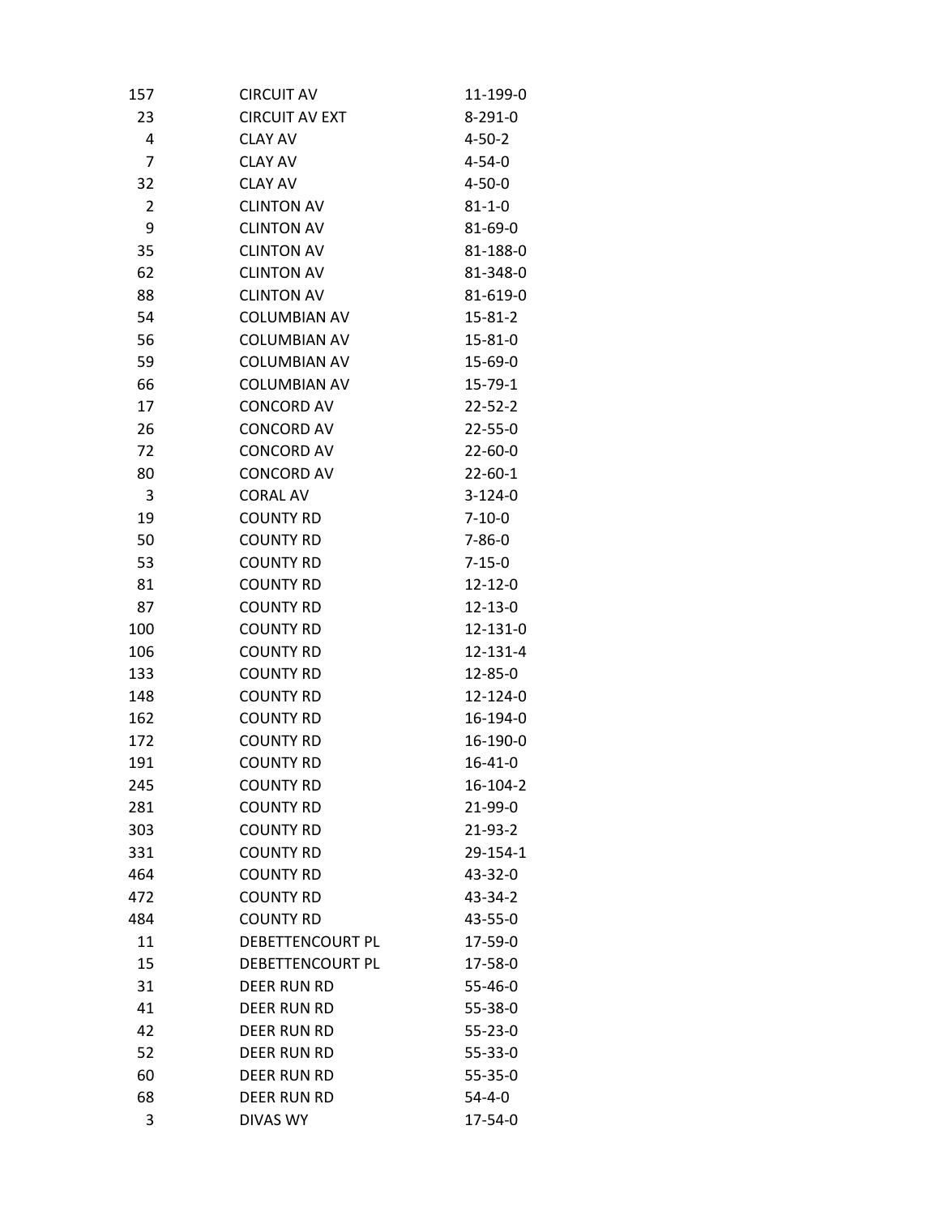| | | |
|---|---|---|
| 157 | CIRCUIT AV | 11-199-0 |
| 23 | CIRCUIT AV EXT | 8-291-0 |
| 4 | CLAY AV | 4-50-2 |
| 7 | CLAY AV | 4-54-0 |
| 32 | CLAY AV | 4-50-0 |
| 2 | CLINTON AV | 81-1-0 |
| 9 | CLINTON AV | 81-69-0 |
| 35 | CLINTON AV | 81-188-0 |
| 62 | CLINTON AV | 81-348-0 |
| 88 | CLINTON AV | 81-619-0 |
| 54 | COLUMBIAN AV | 15-81-2 |
| 56 | COLUMBIAN AV | 15-81-0 |
| 59 | COLUMBIAN AV | 15-69-0 |
| 66 | COLUMBIAN AV | 15-79-1 |
| 17 | CONCORD AV | 22-52-2 |
| 26 | CONCORD AV | 22-55-0 |
| 72 | CONCORD AV | 22-60-0 |
| 80 | CONCORD AV | 22-60-1 |
| 3 | CORAL AV | 3-124-0 |
| 19 | COUNTY RD | 7-10-0 |
| 50 | COUNTY RD | 7-86-0 |
| 53 | COUNTY RD | 7-15-0 |
| 81 | COUNTY RD | 12-12-0 |
| 87 | COUNTY RD | 12-13-0 |
| 100 | COUNTY RD | 12-131-0 |
| 106 | COUNTY RD | 12-131-4 |
| 133 | COUNTY RD | 12-85-0 |
| 148 | COUNTY RD | 12-124-0 |
| 162 | COUNTY RD | 16-194-0 |
| 172 | COUNTY RD | 16-190-0 |
| 191 | COUNTY RD | 16-41-0 |
| 245 | COUNTY RD | 16-104-2 |
| 281 | COUNTY RD | 21-99-0 |
| 303 | COUNTY RD | 21-93-2 |
| 331 | COUNTY RD | 29-154-1 |
| 464 | COUNTY RD | 43-32-0 |
| 472 | COUNTY RD | 43-34-2 |
| 484 | COUNTY RD | 43-55-0 |
| 11 | DEBETTENCOURT PL | 17-59-0 |
| 15 | DEBETTENCOURT PL | 17-58-0 |
| 31 | DEER RUN RD | 55-46-0 |
| 41 | DEER RUN RD | 55-38-0 |
| 42 | DEER RUN RD | 55-23-0 |
| 52 | DEER RUN RD | 55-33-0 |
| 60 | DEER RUN RD | 55-35-0 |
| 68 | DEER RUN RD | 54-4-0 |
| 3 | DIVAS WY | 17-54-0 |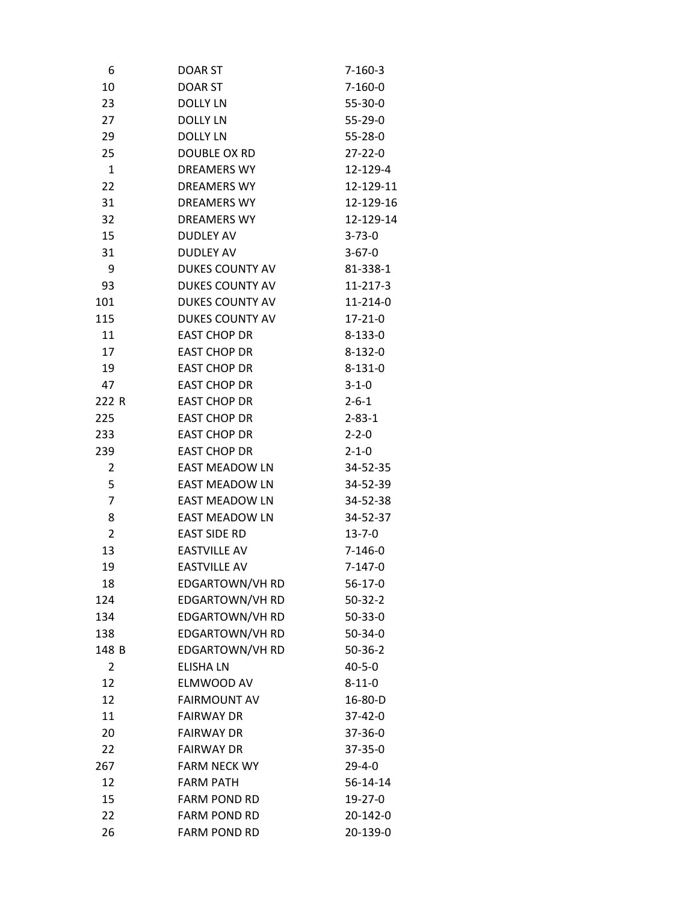| | | |
|---|---|---|
| 6 | DOAR ST | 7-160-3 |
| 10 | DOAR ST | 7-160-0 |
| 23 | DOLLY LN | 55-30-0 |
| 27 | DOLLY LN | 55-29-0 |
| 29 | DOLLY LN | 55-28-0 |
| 25 | DOUBLE OX RD | 27-22-0 |
| 1 | DREAMERS WY | 12-129-4 |
| 22 | DREAMERS WY | 12-129-11 |
| 31 | DREAMERS WY | 12-129-16 |
| 32 | DREAMERS WY | 12-129-14 |
| 15 | DUDLEY AV | 3-73-0 |
| 31 | DUDLEY AV | 3-67-0 |
| 9 | DUKES COUNTY AV | 81-338-1 |
| 93 | DUKES COUNTY AV | 11-217-3 |
| 101 | DUKES COUNTY AV | 11-214-0 |
| 115 | DUKES COUNTY AV | 17-21-0 |
| 11 | EAST CHOP DR | 8-133-0 |
| 17 | EAST CHOP DR | 8-132-0 |
| 19 | EAST CHOP DR | 8-131-0 |
| 47 | EAST CHOP DR | 3-1-0 |
| 222 R | EAST CHOP DR | 2-6-1 |
| 225 | EAST CHOP DR | 2-83-1 |
| 233 | EAST CHOP DR | 2-2-0 |
| 239 | EAST CHOP DR | 2-1-0 |
| 2 | EAST MEADOW LN | 34-52-35 |
| 5 | EAST MEADOW LN | 34-52-39 |
| 7 | EAST MEADOW LN | 34-52-38 |
| 8 | EAST MEADOW LN | 34-52-37 |
| 2 | EAST SIDE RD | 13-7-0 |
| 13 | EASTVILLE AV | 7-146-0 |
| 19 | EASTVILLE AV | 7-147-0 |
| 18 | EDGARTOWN/VH RD | 56-17-0 |
| 124 | EDGARTOWN/VH RD | 50-32-2 |
| 134 | EDGARTOWN/VH RD | 50-33-0 |
| 138 | EDGARTOWN/VH RD | 50-34-0 |
| 148 B | EDGARTOWN/VH RD | 50-36-2 |
| 2 | ELISHA LN | 40-5-0 |
| 12 | ELMWOOD AV | 8-11-0 |
| 12 | FAIRMOUNT AV | 16-80-D |
| 11 | FAIRWAY DR | 37-42-0 |
| 20 | FAIRWAY DR | 37-36-0 |
| 22 | FAIRWAY DR | 37-35-0 |
| 267 | FARM NECK WY | 29-4-0 |
| 12 | FARM PATH | 56-14-14 |
| 15 | FARM POND RD | 19-27-0 |
| 22 | FARM POND RD | 20-142-0 |
| 26 | FARM POND RD | 20-139-0 |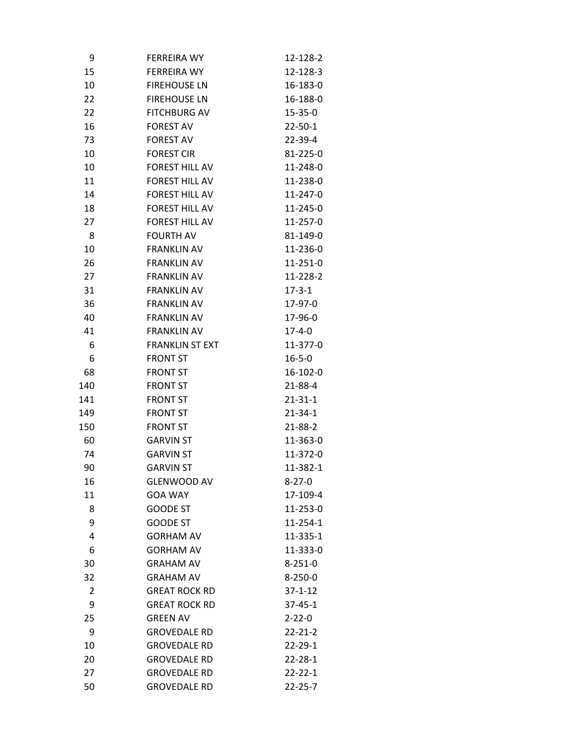| | | |
|---|---|---|
| 9 | FERREIRA WY | 12-128-2 |
| 15 | FERREIRA WY | 12-128-3 |
| 10 | FIREHOUSE LN | 16-183-0 |
| 22 | FIREHOUSE LN | 16-188-0 |
| 22 | FITCHBURG AV | 15-35-0 |
| 16 | FOREST AV | 22-50-1 |
| 73 | FOREST AV | 22-39-4 |
| 10 | FOREST CIR | 81-225-0 |
| 10 | FOREST HILL AV | 11-248-0 |
| 11 | FOREST HILL AV | 11-238-0 |
| 14 | FOREST HILL AV | 11-247-0 |
| 18 | FOREST HILL AV | 11-245-0 |
| 27 | FOREST HILL AV | 11-257-0 |
| 8 | FOURTH AV | 81-149-0 |
| 10 | FRANKLIN AV | 11-236-0 |
| 26 | FRANKLIN AV | 11-251-0 |
| 27 | FRANKLIN AV | 11-228-2 |
| 31 | FRANKLIN AV | 17-3-1 |
| 36 | FRANKLIN AV | 17-97-0 |
| 40 | FRANKLIN AV | 17-96-0 |
| 41 | FRANKLIN AV | 17-4-0 |
| 6 | FRANKLIN ST EXT | 11-377-0 |
| 6 | FRONT ST | 16-5-0 |
| 68 | FRONT ST | 16-102-0 |
| 140 | FRONT ST | 21-88-4 |
| 141 | FRONT ST | 21-31-1 |
| 149 | FRONT ST | 21-34-1 |
| 150 | FRONT ST | 21-88-2 |
| 60 | GARVIN ST | 11-363-0 |
| 74 | GARVIN ST | 11-372-0 |
| 90 | GARVIN ST | 11-382-1 |
| 16 | GLENWOOD AV | 8-27-0 |
| 11 | GOA WAY | 17-109-4 |
| 8 | GOODE ST | 11-253-0 |
| 9 | GOODE ST | 11-254-1 |
| 4 | GORHAM AV | 11-335-1 |
| 6 | GORHAM AV | 11-333-0 |
| 30 | GRAHAM AV | 8-251-0 |
| 32 | GRAHAM AV | 8-250-0 |
| 2 | GREAT ROCK RD | 37-1-12 |
| 9 | GREAT ROCK RD | 37-45-1 |
| 25 | GREEN AV | 2-22-0 |
| 9 | GROVEDALE RD | 22-21-2 |
| 10 | GROVEDALE RD | 22-29-1 |
| 20 | GROVEDALE RD | 22-28-1 |
| 27 | GROVEDALE RD | 22-22-1 |
| 50 | GROVEDALE RD | 22-25-7 |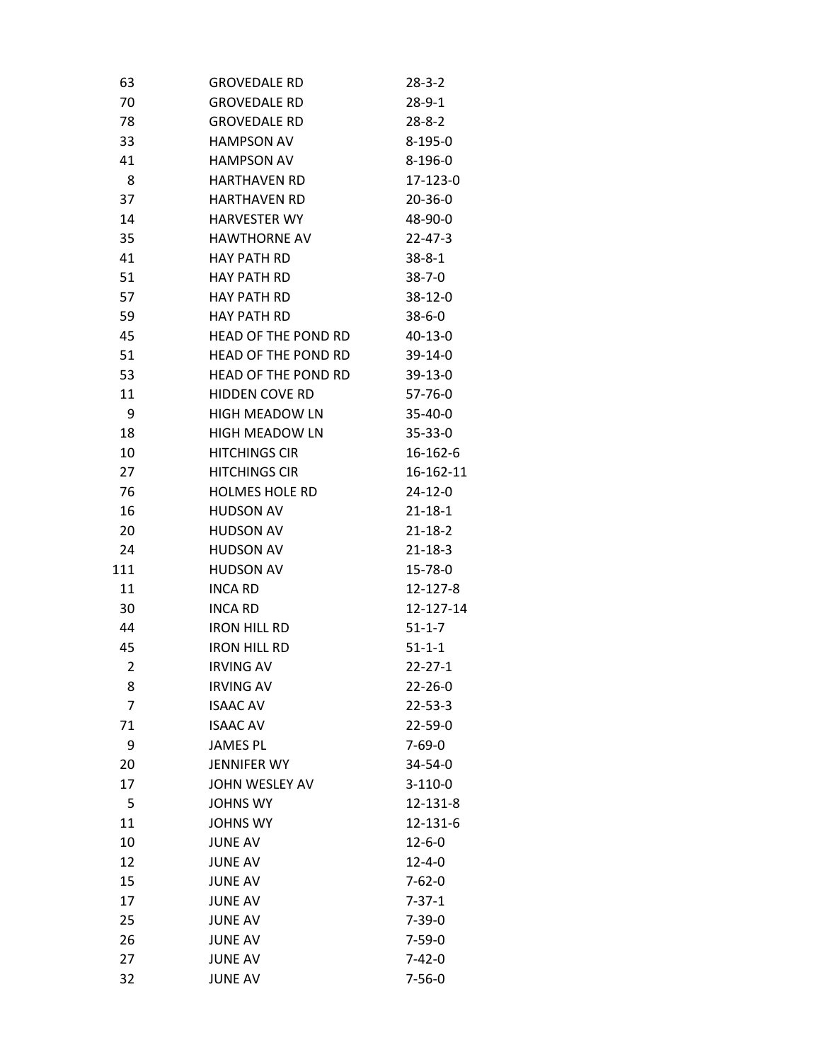| | | |
|---|---|---|
| 63 | GROVEDALE RD | 28-3-2 |
| 70 | GROVEDALE RD | 28-9-1 |
| 78 | GROVEDALE RD | 28-8-2 |
| 33 | HAMPSON AV | 8-195-0 |
| 41 | HAMPSON AV | 8-196-0 |
| 8 | HARTHAVEN RD | 17-123-0 |
| 37 | HARTHAVEN RD | 20-36-0 |
| 14 | HARVESTER WY | 48-90-0 |
| 35 | HAWTHORNE AV | 22-47-3 |
| 41 | HAY PATH RD | 38-8-1 |
| 51 | HAY PATH RD | 38-7-0 |
| 57 | HAY PATH RD | 38-12-0 |
| 59 | HAY PATH RD | 38-6-0 |
| 45 | HEAD OF THE POND RD | 40-13-0 |
| 51 | HEAD OF THE POND RD | 39-14-0 |
| 53 | HEAD OF THE POND RD | 39-13-0 |
| 11 | HIDDEN COVE RD | 57-76-0 |
| 9 | HIGH MEADOW LN | 35-40-0 |
| 18 | HIGH MEADOW LN | 35-33-0 |
| 10 | HITCHINGS CIR | 16-162-6 |
| 27 | HITCHINGS CIR | 16-162-11 |
| 76 | HOLMES HOLE RD | 24-12-0 |
| 16 | HUDSON AV | 21-18-1 |
| 20 | HUDSON AV | 21-18-2 |
| 24 | HUDSON AV | 21-18-3 |
| 111 | HUDSON AV | 15-78-0 |
| 11 | INCA RD | 12-127-8 |
| 30 | INCA RD | 12-127-14 |
| 44 | IRON HILL RD | 51-1-7 |
| 45 | IRON HILL RD | 51-1-1 |
| 2 | IRVING AV | 22-27-1 |
| 8 | IRVING AV | 22-26-0 |
| 7 | ISAAC AV | 22-53-3 |
| 71 | ISAAC AV | 22-59-0 |
| 9 | JAMES PL | 7-69-0 |
| 20 | JENNIFER WY | 34-54-0 |
| 17 | JOHN WESLEY AV | 3-110-0 |
| 5 | JOHNS WY | 12-131-8 |
| 11 | JOHNS WY | 12-131-6 |
| 10 | JUNE AV | 12-6-0 |
| 12 | JUNE AV | 12-4-0 |
| 15 | JUNE AV | 7-62-0 |
| 17 | JUNE AV | 7-37-1 |
| 25 | JUNE AV | 7-39-0 |
| 26 | JUNE AV | 7-59-0 |
| 27 | JUNE AV | 7-42-0 |
| 32 | JUNE AV | 7-56-0 |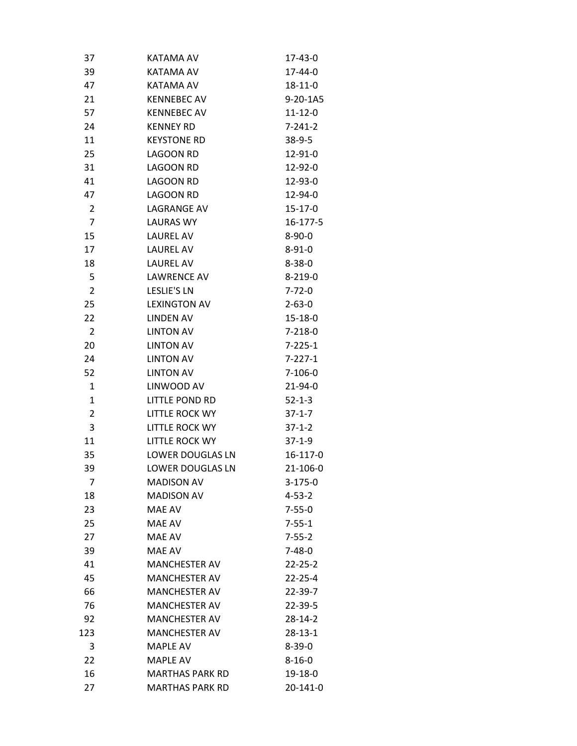| | | |
|---|---|---|
| 37 | KATAMA AV | 17-43-0 |
| 39 | KATAMA AV | 17-44-0 |
| 47 | KATAMA AV | 18-11-0 |
| 21 | KENNEBEC AV | 9-20-1A5 |
| 57 | KENNEBEC AV | 11-12-0 |
| 24 | KENNEY RD | 7-241-2 |
| 11 | KEYSTONE RD | 38-9-5 |
| 25 | LAGOON RD | 12-91-0 |
| 31 | LAGOON RD | 12-92-0 |
| 41 | LAGOON RD | 12-93-0 |
| 47 | LAGOON RD | 12-94-0 |
| 2 | LAGRANGE AV | 15-17-0 |
| 7 | LAURAS WY | 16-177-5 |
| 15 | LAUREL AV | 8-90-0 |
| 17 | LAUREL AV | 8-91-0 |
| 18 | LAUREL AV | 8-38-0 |
| 5 | LAWRENCE AV | 8-219-0 |
| 2 | LESLIE'S LN | 7-72-0 |
| 25 | LEXINGTON AV | 2-63-0 |
| 22 | LINDEN AV | 15-18-0 |
| 2 | LINTON AV | 7-218-0 |
| 20 | LINTON AV | 7-225-1 |
| 24 | LINTON AV | 7-227-1 |
| 52 | LINTON AV | 7-106-0 |
| 1 | LINWOOD AV | 21-94-0 |
| 1 | LITTLE POND RD | 52-1-3 |
| 2 | LITTLE ROCK WY | 37-1-7 |
| 3 | LITTLE ROCK WY | 37-1-2 |
| 11 | LITTLE ROCK WY | 37-1-9 |
| 35 | LOWER DOUGLAS LN | 16-117-0 |
| 39 | LOWER DOUGLAS LN | 21-106-0 |
| 7 | MADISON AV | 3-175-0 |
| 18 | MADISON AV | 4-53-2 |
| 23 | MAE AV | 7-55-0 |
| 25 | MAE AV | 7-55-1 |
| 27 | MAE AV | 7-55-2 |
| 39 | MAE AV | 7-48-0 |
| 41 | MANCHESTER AV | 22-25-2 |
| 45 | MANCHESTER AV | 22-25-4 |
| 66 | MANCHESTER AV | 22-39-7 |
| 76 | MANCHESTER AV | 22-39-5 |
| 92 | MANCHESTER AV | 28-14-2 |
| 123 | MANCHESTER AV | 28-13-1 |
| 3 | MAPLE AV | 8-39-0 |
| 22 | MAPLE AV | 8-16-0 |
| 16 | MARTHAS PARK RD | 19-18-0 |
| 27 | MARTHAS PARK RD | 20-141-0 |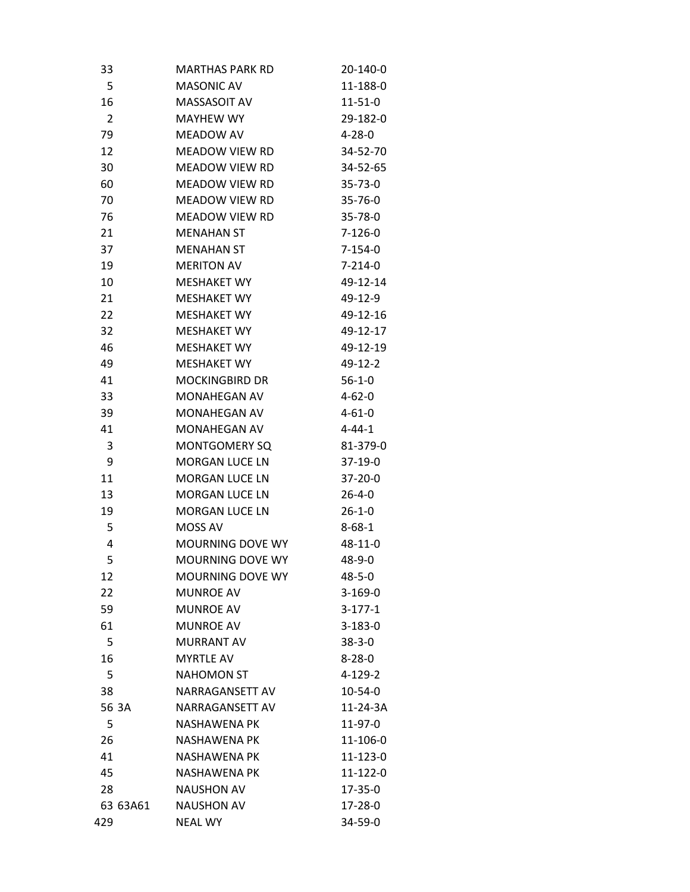| | | |
|---|---|---|
| 33 | MARTHAS PARK RD | 20-140-0 |
| 5 | MASONIC AV | 11-188-0 |
| 16 | MASSASOIT AV | 11-51-0 |
| 2 | MAYHEW WY | 29-182-0 |
| 79 | MEADOW AV | 4-28-0 |
| 12 | MEADOW VIEW RD | 34-52-70 |
| 30 | MEADOW VIEW RD | 34-52-65 |
| 60 | MEADOW VIEW RD | 35-73-0 |
| 70 | MEADOW VIEW RD | 35-76-0 |
| 76 | MEADOW VIEW RD | 35-78-0 |
| 21 | MENAHAN ST | 7-126-0 |
| 37 | MENAHAN ST | 7-154-0 |
| 19 | MERITON AV | 7-214-0 |
| 10 | MESHAKET WY | 49-12-14 |
| 21 | MESHAKET WY | 49-12-9 |
| 22 | MESHAKET WY | 49-12-16 |
| 32 | MESHAKET WY | 49-12-17 |
| 46 | MESHAKET WY | 49-12-19 |
| 49 | MESHAKET WY | 49-12-2 |
| 41 | MOCKINGBIRD DR | 56-1-0 |
| 33 | MONAHEGAN AV | 4-62-0 |
| 39 | MONAHEGAN AV | 4-61-0 |
| 41 | MONAHEGAN AV | 4-44-1 |
| 3 | MONTGOMERY SQ | 81-379-0 |
| 9 | MORGAN LUCE LN | 37-19-0 |
| 11 | MORGAN LUCE LN | 37-20-0 |
| 13 | MORGAN LUCE LN | 26-4-0 |
| 19 | MORGAN LUCE LN | 26-1-0 |
| 5 | MOSS AV | 8-68-1 |
| 4 | MOURNING DOVE WY | 48-11-0 |
| 5 | MOURNING DOVE WY | 48-9-0 |
| 12 | MOURNING DOVE WY | 48-5-0 |
| 22 | MUNROE AV | 3-169-0 |
| 59 | MUNROE AV | 3-177-1 |
| 61 | MUNROE AV | 3-183-0 |
| 5 | MURRANT AV | 38-3-0 |
| 16 | MYRTLE AV | 8-28-0 |
| 5 | NAHOMON ST | 4-129-2 |
| 38 | NARRAGANSETT AV | 10-54-0 |
| 56 3A | NARRAGANSETT AV | 11-24-3A |
| 5 | NASHAWENA PK | 11-97-0 |
| 26 | NASHAWENA PK | 11-106-0 |
| 41 | NASHAWENA PK | 11-123-0 |
| 45 | NASHAWENA PK | 11-122-0 |
| 28 | NAUSHON AV | 17-35-0 |
| 63 63A61 | NAUSHON AV | 17-28-0 |
| 429 | NEAL WY | 34-59-0 |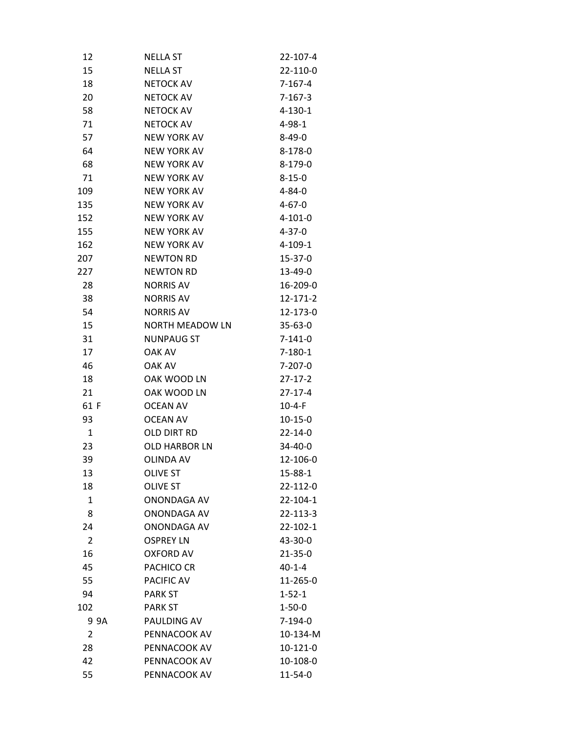| | | |
|---|---|---|
| 12 | NELLA ST | 22-107-4 |
| 15 | NELLA ST | 22-110-0 |
| 18 | NETOCK AV | 7-167-4 |
| 20 | NETOCK AV | 7-167-3 |
| 58 | NETOCK AV | 4-130-1 |
| 71 | NETOCK AV | 4-98-1 |
| 57 | NEW YORK AV | 8-49-0 |
| 64 | NEW YORK AV | 8-178-0 |
| 68 | NEW YORK AV | 8-179-0 |
| 71 | NEW YORK AV | 8-15-0 |
| 109 | NEW YORK AV | 4-84-0 |
| 135 | NEW YORK AV | 4-67-0 |
| 152 | NEW YORK AV | 4-101-0 |
| 155 | NEW YORK AV | 4-37-0 |
| 162 | NEW YORK AV | 4-109-1 |
| 207 | NEWTON RD | 15-37-0 |
| 227 | NEWTON RD | 13-49-0 |
| 28 | NORRIS AV | 16-209-0 |
| 38 | NORRIS AV | 12-171-2 |
| 54 | NORRIS AV | 12-173-0 |
| 15 | NORTH MEADOW LN | 35-63-0 |
| 31 | NUNPAUG ST | 7-141-0 |
| 17 | OAK AV | 7-180-1 |
| 46 | OAK AV | 7-207-0 |
| 18 | OAK WOOD LN | 27-17-2 |
| 21 | OAK WOOD LN | 27-17-4 |
| 61 F | OCEAN AV | 10-4-F |
| 93 | OCEAN AV | 10-15-0 |
| 1 | OLD DIRT RD | 22-14-0 |
| 23 | OLD HARBOR LN | 34-40-0 |
| 39 | OLINDA AV | 12-106-0 |
| 13 | OLIVE ST | 15-88-1 |
| 18 | OLIVE ST | 22-112-0 |
| 1 | ONONDAGA AV | 22-104-1 |
| 8 | ONONDAGA AV | 22-113-3 |
| 24 | ONONDAGA AV | 22-102-1 |
| 2 | OSPREY LN | 43-30-0 |
| 16 | OXFORD AV | 21-35-0 |
| 45 | PACHICO CR | 40-1-4 |
| 55 | PACIFIC AV | 11-265-0 |
| 94 | PARK ST | 1-52-1 |
| 102 | PARK ST | 1-50-0 |
| 9 9A | PAULDING AV | 7-194-0 |
| 2 | PENNACOOK AV | 10-134-M |
| 28 | PENNACOOK AV | 10-121-0 |
| 42 | PENNACOOK AV | 10-108-0 |
| 55 | PENNACOOK AV | 11-54-0 |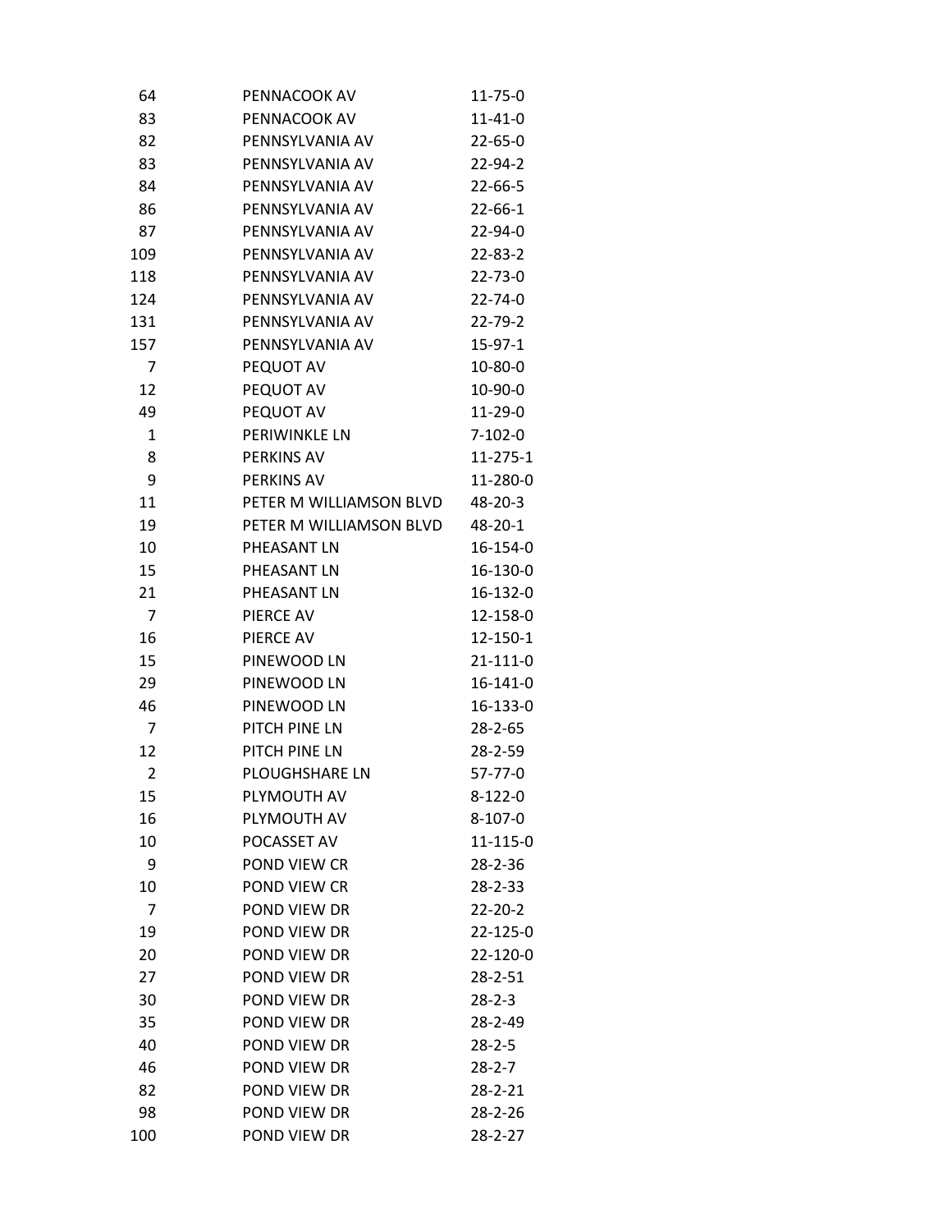| | | |
|---|---|---|
| 64 | PENNACOOK AV | 11-75-0 |
| 83 | PENNACOOK AV | 11-41-0 |
| 82 | PENNSYLVANIA AV | 22-65-0 |
| 83 | PENNSYLVANIA AV | 22-94-2 |
| 84 | PENNSYLVANIA AV | 22-66-5 |
| 86 | PENNSYLVANIA AV | 22-66-1 |
| 87 | PENNSYLVANIA AV | 22-94-0 |
| 109 | PENNSYLVANIA AV | 22-83-2 |
| 118 | PENNSYLVANIA AV | 22-73-0 |
| 124 | PENNSYLVANIA AV | 22-74-0 |
| 131 | PENNSYLVANIA AV | 22-79-2 |
| 157 | PENNSYLVANIA AV | 15-97-1 |
| 7 | PEQUOT AV | 10-80-0 |
| 12 | PEQUOT AV | 10-90-0 |
| 49 | PEQUOT AV | 11-29-0 |
| 1 | PERIWINKLE LN | 7-102-0 |
| 8 | PERKINS AV | 11-275-1 |
| 9 | PERKINS AV | 11-280-0 |
| 11 | PETER M WILLIAMSON BLVD | 48-20-3 |
| 19 | PETER M WILLIAMSON BLVD | 48-20-1 |
| 10 | PHEASANT LN | 16-154-0 |
| 15 | PHEASANT LN | 16-130-0 |
| 21 | PHEASANT LN | 16-132-0 |
| 7 | PIERCE AV | 12-158-0 |
| 16 | PIERCE AV | 12-150-1 |
| 15 | PINEWOOD LN | 21-111-0 |
| 29 | PINEWOOD LN | 16-141-0 |
| 46 | PINEWOOD LN | 16-133-0 |
| 7 | PITCH PINE LN | 28-2-65 |
| 12 | PITCH PINE LN | 28-2-59 |
| 2 | PLOUGHSHARE LN | 57-77-0 |
| 15 | PLYMOUTH AV | 8-122-0 |
| 16 | PLYMOUTH AV | 8-107-0 |
| 10 | POCASSET AV | 11-115-0 |
| 9 | POND VIEW CR | 28-2-36 |
| 10 | POND VIEW CR | 28-2-33 |
| 7 | POND VIEW DR | 22-20-2 |
| 19 | POND VIEW DR | 22-125-0 |
| 20 | POND VIEW DR | 22-120-0 |
| 27 | POND VIEW DR | 28-2-51 |
| 30 | POND VIEW DR | 28-2-3 |
| 35 | POND VIEW DR | 28-2-49 |
| 40 | POND VIEW DR | 28-2-5 |
| 46 | POND VIEW DR | 28-2-7 |
| 82 | POND VIEW DR | 28-2-21 |
| 98 | POND VIEW DR | 28-2-26 |
| 100 | POND VIEW DR | 28-2-27 |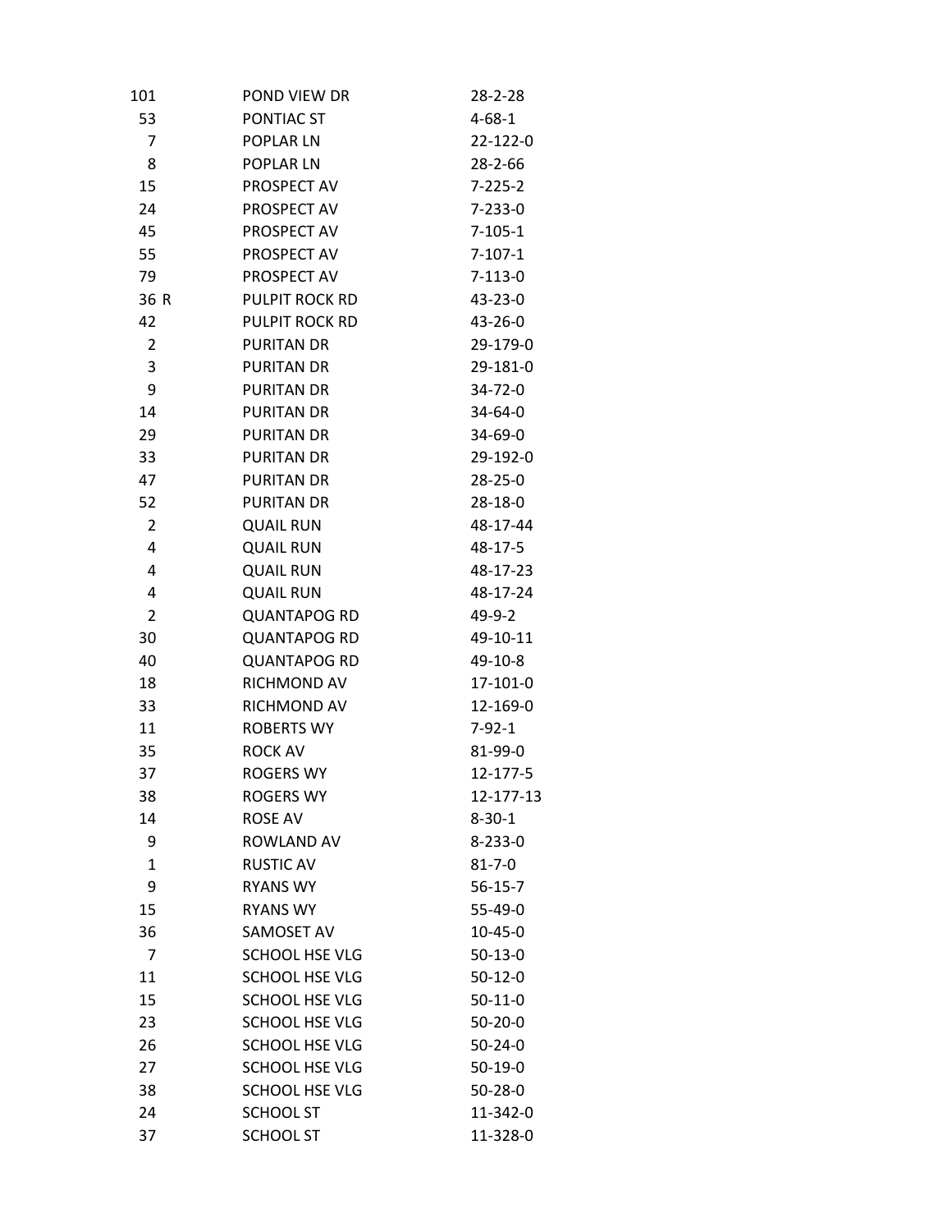| | | |
|---|---|---|
| 101 | POND VIEW DR | 28-2-28 |
| 53 | PONTIAC ST | 4-68-1 |
| 7 | POPLAR LN | 22-122-0 |
| 8 | POPLAR LN | 28-2-66 |
| 15 | PROSPECT AV | 7-225-2 |
| 24 | PROSPECT AV | 7-233-0 |
| 45 | PROSPECT AV | 7-105-1 |
| 55 | PROSPECT AV | 7-107-1 |
| 79 | PROSPECT AV | 7-113-0 |
| 36 R | PULPIT ROCK RD | 43-23-0 |
| 42 | PULPIT ROCK RD | 43-26-0 |
| 2 | PURITAN DR | 29-179-0 |
| 3 | PURITAN DR | 29-181-0 |
| 9 | PURITAN DR | 34-72-0 |
| 14 | PURITAN DR | 34-64-0 |
| 29 | PURITAN DR | 34-69-0 |
| 33 | PURITAN DR | 29-192-0 |
| 47 | PURITAN DR | 28-25-0 |
| 52 | PURITAN DR | 28-18-0 |
| 2 | QUAIL RUN | 48-17-44 |
| 4 | QUAIL RUN | 48-17-5 |
| 4 | QUAIL RUN | 48-17-23 |
| 4 | QUAIL RUN | 48-17-24 |
| 2 | QUANTAPOG RD | 49-9-2 |
| 30 | QUANTAPOG RD | 49-10-11 |
| 40 | QUANTAPOG RD | 49-10-8 |
| 18 | RICHMOND AV | 17-101-0 |
| 33 | RICHMOND AV | 12-169-0 |
| 11 | ROBERTS WY | 7-92-1 |
| 35 | ROCK AV | 81-99-0 |
| 37 | ROGERS WY | 12-177-5 |
| 38 | ROGERS WY | 12-177-13 |
| 14 | ROSE AV | 8-30-1 |
| 9 | ROWLAND AV | 8-233-0 |
| 1 | RUSTIC AV | 81-7-0 |
| 9 | RYANS WY | 56-15-7 |
| 15 | RYANS WY | 55-49-0 |
| 36 | SAMOSET AV | 10-45-0 |
| 7 | SCHOOL HSE VLG | 50-13-0 |
| 11 | SCHOOL HSE VLG | 50-12-0 |
| 15 | SCHOOL HSE VLG | 50-11-0 |
| 23 | SCHOOL HSE VLG | 50-20-0 |
| 26 | SCHOOL HSE VLG | 50-24-0 |
| 27 | SCHOOL HSE VLG | 50-19-0 |
| 38 | SCHOOL HSE VLG | 50-28-0 |
| 24 | SCHOOL ST | 11-342-0 |
| 37 | SCHOOL ST | 11-328-0 |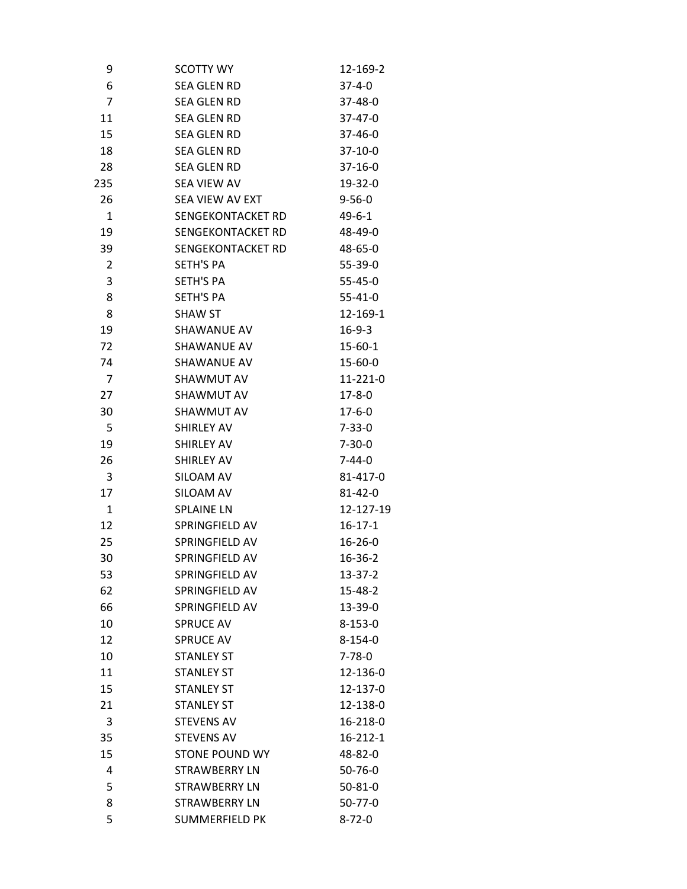| | | |
|---|---|---|
| 9 | SCOTTY WY | 12-169-2 |
| 6 | SEA GLEN RD | 37-4-0 |
| 7 | SEA GLEN RD | 37-48-0 |
| 11 | SEA GLEN RD | 37-47-0 |
| 15 | SEA GLEN RD | 37-46-0 |
| 18 | SEA GLEN RD | 37-10-0 |
| 28 | SEA GLEN RD | 37-16-0 |
| 235 | SEA VIEW AV | 19-32-0 |
| 26 | SEA VIEW AV EXT | 9-56-0 |
| 1 | SENGEKONTACKET RD | 49-6-1 |
| 19 | SENGEKONTACKET RD | 48-49-0 |
| 39 | SENGEKONTACKET RD | 48-65-0 |
| 2 | SETH'S PA | 55-39-0 |
| 3 | SETH'S PA | 55-45-0 |
| 8 | SETH'S PA | 55-41-0 |
| 8 | SHAW ST | 12-169-1 |
| 19 | SHAWANUE AV | 16-9-3 |
| 72 | SHAWANUE AV | 15-60-1 |
| 74 | SHAWANUE AV | 15-60-0 |
| 7 | SHAWMUT AV | 11-221-0 |
| 27 | SHAWMUT AV | 17-8-0 |
| 30 | SHAWMUT AV | 17-6-0 |
| 5 | SHIRLEY AV | 7-33-0 |
| 19 | SHIRLEY AV | 7-30-0 |
| 26 | SHIRLEY AV | 7-44-0 |
| 3 | SILOAM AV | 81-417-0 |
| 17 | SILOAM AV | 81-42-0 |
| 1 | SPLAINE LN | 12-127-19 |
| 12 | SPRINGFIELD AV | 16-17-1 |
| 25 | SPRINGFIELD AV | 16-26-0 |
| 30 | SPRINGFIELD AV | 16-36-2 |
| 53 | SPRINGFIELD AV | 13-37-2 |
| 62 | SPRINGFIELD AV | 15-48-2 |
| 66 | SPRINGFIELD AV | 13-39-0 |
| 10 | SPRUCE AV | 8-153-0 |
| 12 | SPRUCE AV | 8-154-0 |
| 10 | STANLEY ST | 7-78-0 |
| 11 | STANLEY ST | 12-136-0 |
| 15 | STANLEY ST | 12-137-0 |
| 21 | STANLEY ST | 12-138-0 |
| 3 | STEVENS AV | 16-218-0 |
| 35 | STEVENS AV | 16-212-1 |
| 15 | STONE POUND WY | 48-82-0 |
| 4 | STRAWBERRY LN | 50-76-0 |
| 5 | STRAWBERRY LN | 50-81-0 |
| 8 | STRAWBERRY LN | 50-77-0 |
| 5 | SUMMERFIELD PK | 8-72-0 |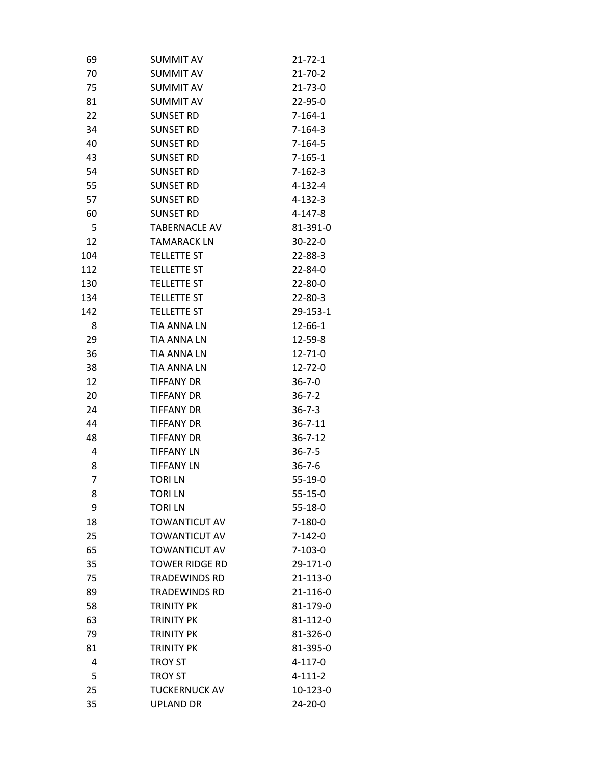| | | |
|---|---|---|
| 69 | SUMMIT AV | 21-72-1 |
| 70 | SUMMIT AV | 21-70-2 |
| 75 | SUMMIT AV | 21-73-0 |
| 81 | SUMMIT AV | 22-95-0 |
| 22 | SUNSET RD | 7-164-1 |
| 34 | SUNSET RD | 7-164-3 |
| 40 | SUNSET RD | 7-164-5 |
| 43 | SUNSET RD | 7-165-1 |
| 54 | SUNSET RD | 7-162-3 |
| 55 | SUNSET RD | 4-132-4 |
| 57 | SUNSET RD | 4-132-3 |
| 60 | SUNSET RD | 4-147-8 |
| 5 | TABERNACLE AV | 81-391-0 |
| 12 | TAMARACK LN | 30-22-0 |
| 104 | TELLETTE ST | 22-88-3 |
| 112 | TELLETTE ST | 22-84-0 |
| 130 | TELLETTE ST | 22-80-0 |
| 134 | TELLETTE ST | 22-80-3 |
| 142 | TELLETTE ST | 29-153-1 |
| 8 | TIA ANNA LN | 12-66-1 |
| 29 | TIA ANNA LN | 12-59-8 |
| 36 | TIA ANNA LN | 12-71-0 |
| 38 | TIA ANNA LN | 12-72-0 |
| 12 | TIFFANY DR | 36-7-0 |
| 20 | TIFFANY DR | 36-7-2 |
| 24 | TIFFANY DR | 36-7-3 |
| 44 | TIFFANY DR | 36-7-11 |
| 48 | TIFFANY DR | 36-7-12 |
| 4 | TIFFANY LN | 36-7-5 |
| 8 | TIFFANY LN | 36-7-6 |
| 7 | TORI LN | 55-19-0 |
| 8 | TORI LN | 55-15-0 |
| 9 | TORI LN | 55-18-0 |
| 18 | TOWANTICUT AV | 7-180-0 |
| 25 | TOWANTICUT AV | 7-142-0 |
| 65 | TOWANTICUT AV | 7-103-0 |
| 35 | TOWER RIDGE RD | 29-171-0 |
| 75 | TRADEWINDS RD | 21-113-0 |
| 89 | TRADEWINDS RD | 21-116-0 |
| 58 | TRINITY PK | 81-179-0 |
| 63 | TRINITY PK | 81-112-0 |
| 79 | TRINITY PK | 81-326-0 |
| 81 | TRINITY PK | 81-395-0 |
| 4 | TROY ST | 4-117-0 |
| 5 | TROY ST | 4-111-2 |
| 25 | TUCKERNUCK AV | 10-123-0 |
| 35 | UPLAND DR | 24-20-0 |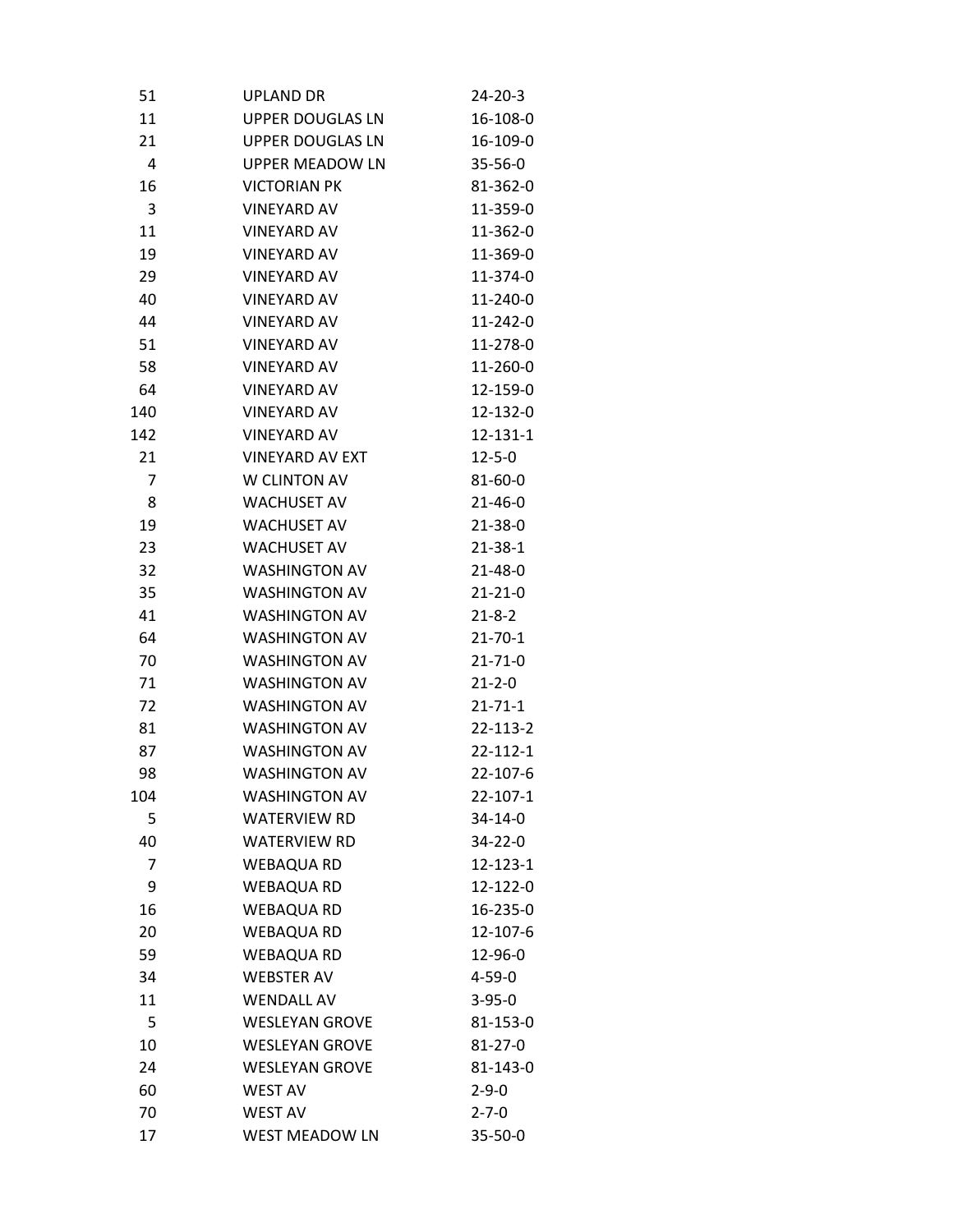| | | |
|---|---|---|
| 51 | UPLAND DR | 24-20-3 |
| 11 | UPPER DOUGLAS LN | 16-108-0 |
| 21 | UPPER DOUGLAS LN | 16-109-0 |
| 4 | UPPER MEADOW LN | 35-56-0 |
| 16 | VICTORIAN PK | 81-362-0 |
| 3 | VINEYARD AV | 11-359-0 |
| 11 | VINEYARD AV | 11-362-0 |
| 19 | VINEYARD AV | 11-369-0 |
| 29 | VINEYARD AV | 11-374-0 |
| 40 | VINEYARD AV | 11-240-0 |
| 44 | VINEYARD AV | 11-242-0 |
| 51 | VINEYARD AV | 11-278-0 |
| 58 | VINEYARD AV | 11-260-0 |
| 64 | VINEYARD AV | 12-159-0 |
| 140 | VINEYARD AV | 12-132-0 |
| 142 | VINEYARD AV | 12-131-1 |
| 21 | VINEYARD AV EXT | 12-5-0 |
| 7 | W CLINTON AV | 81-60-0 |
| 8 | WACHUSET AV | 21-46-0 |
| 19 | WACHUSET AV | 21-38-0 |
| 23 | WACHUSET AV | 21-38-1 |
| 32 | WASHINGTON AV | 21-48-0 |
| 35 | WASHINGTON AV | 21-21-0 |
| 41 | WASHINGTON AV | 21-8-2 |
| 64 | WASHINGTON AV | 21-70-1 |
| 70 | WASHINGTON AV | 21-71-0 |
| 71 | WASHINGTON AV | 21-2-0 |
| 72 | WASHINGTON AV | 21-71-1 |
| 81 | WASHINGTON AV | 22-113-2 |
| 87 | WASHINGTON AV | 22-112-1 |
| 98 | WASHINGTON AV | 22-107-6 |
| 104 | WASHINGTON AV | 22-107-1 |
| 5 | WATERVIEW RD | 34-14-0 |
| 40 | WATERVIEW RD | 34-22-0 |
| 7 | WEBAQUA RD | 12-123-1 |
| 9 | WEBAQUA RD | 12-122-0 |
| 16 | WEBAQUA RD | 16-235-0 |
| 20 | WEBAQUA RD | 12-107-6 |
| 59 | WEBAQUA RD | 12-96-0 |
| 34 | WEBSTER AV | 4-59-0 |
| 11 | WENDALL AV | 3-95-0 |
| 5 | WESLEYAN GROVE | 81-153-0 |
| 10 | WESLEYAN GROVE | 81-27-0 |
| 24 | WESLEYAN GROVE | 81-143-0 |
| 60 | WEST AV | 2-9-0 |
| 70 | WEST AV | 2-7-0 |
| 17 | WEST MEADOW LN | 35-50-0 |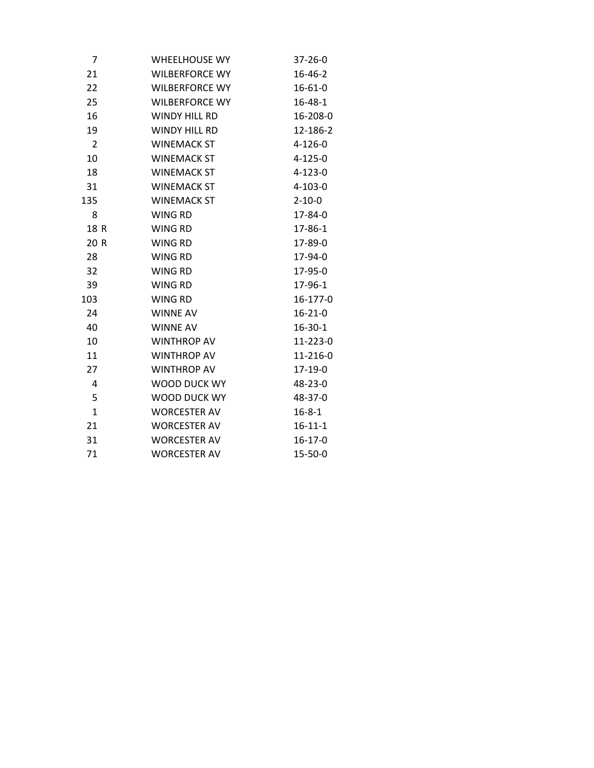| | | |
|---|---|---|
| 7 | WHEELHOUSE WY | 37-26-0 |
| 21 | WILBERFORCE WY | 16-46-2 |
| 22 | WILBERFORCE WY | 16-61-0 |
| 25 | WILBERFORCE WY | 16-48-1 |
| 16 | WINDY HILL RD | 16-208-0 |
| 19 | WINDY HILL RD | 12-186-2 |
| 2 | WINEMACK ST | 4-126-0 |
| 10 | WINEMACK ST | 4-125-0 |
| 18 | WINEMACK ST | 4-123-0 |
| 31 | WINEMACK ST | 4-103-0 |
| 135 | WINEMACK ST | 2-10-0 |
| 8 | WING RD | 17-84-0 |
| 18 R | WING RD | 17-86-1 |
| 20 R | WING RD | 17-89-0 |
| 28 | WING RD | 17-94-0 |
| 32 | WING RD | 17-95-0 |
| 39 | WING RD | 17-96-1 |
| 103 | WING RD | 16-177-0 |
| 24 | WINNE AV | 16-21-0 |
| 40 | WINNE AV | 16-30-1 |
| 10 | WINTHROP AV | 11-223-0 |
| 11 | WINTHROP AV | 11-216-0 |
| 27 | WINTHROP AV | 17-19-0 |
| 4 | WOOD DUCK WY | 48-23-0 |
| 5 | WOOD DUCK WY | 48-37-0 |
| 1 | WORCESTER AV | 16-8-1 |
| 21 | WORCESTER AV | 16-11-1 |
| 31 | WORCESTER AV | 16-17-0 |
| 71 | WORCESTER AV | 15-50-0 |